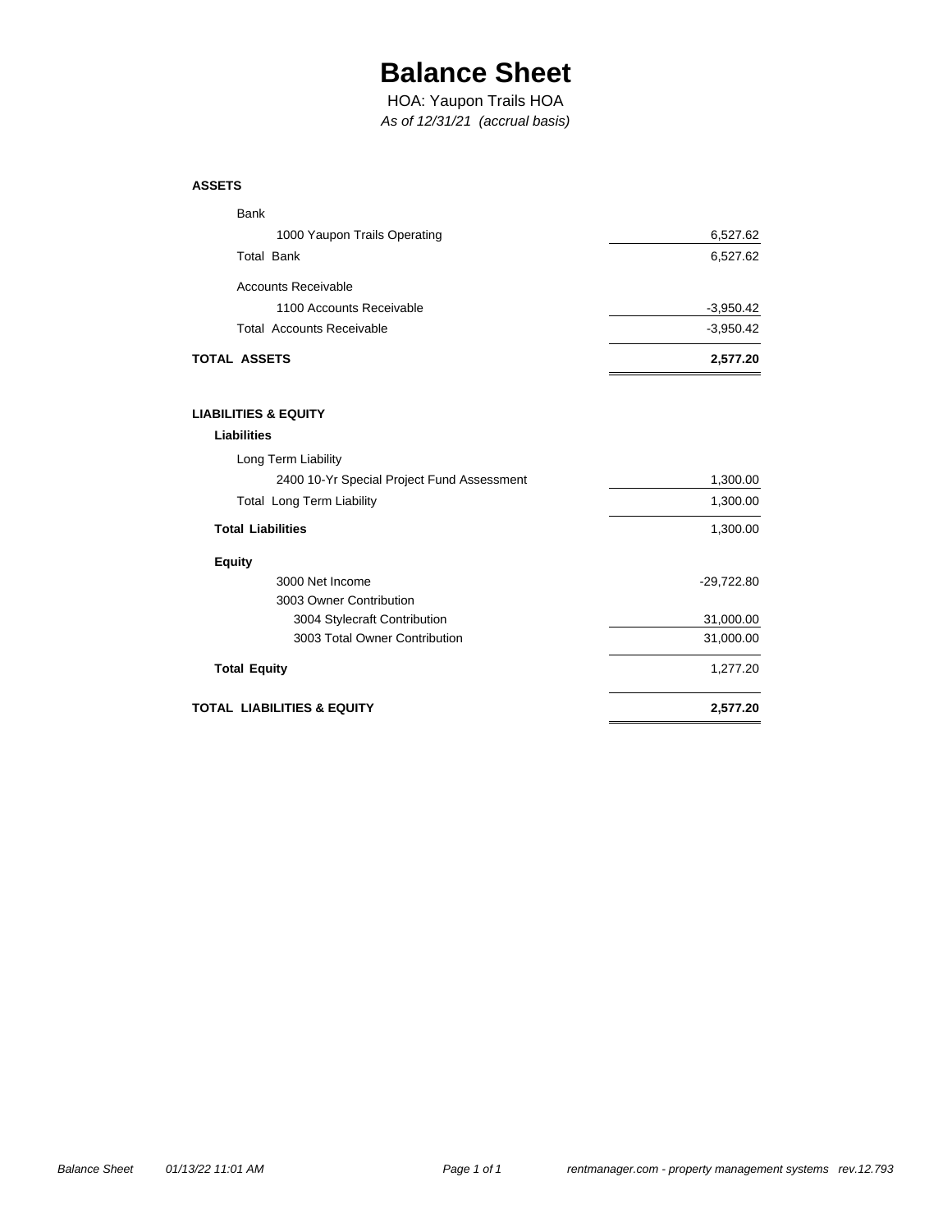# Balance Sheet

HOA: Yaupon Trails HOA

*As of 12/31/21 (accrual basis)*

| | |
|---|---|
| **ASSETS** | |
| Bank | |
| 1000 Yaupon Trails Operating | 6,527.62 |
| Total Bank | 6,527.62 |
| Accounts Receivable | |
| 1100 Accounts Receivable | -3,950.42 |
| Total Accounts Receivable | -3,950.42 |
| **TOTAL ASSETS** | **2,577.20** |
| | |
| **LIABILITIES & EQUITY** | |
| **Liabilities** | |
| Long Term Liability | |
| 2400 10-Yr Special Project Fund Assessment | 1,300.00 |
| Total Long Term Liability | 1,300.00 |
| **Total Liabilities** | 1,300.00 |
| **Equity** | |
| 3000 Net Income | -29,722.80 |
| 3003 Owner Contribution | |
| 3004 Stylecraft Contribution | 31,000.00 |
| 3003 Total Owner Contribution | 31,000.00 |
| **Total Equity** | 1,277.20 |
| **TOTAL LIABILITIES & EQUITY** | **2,577.20** |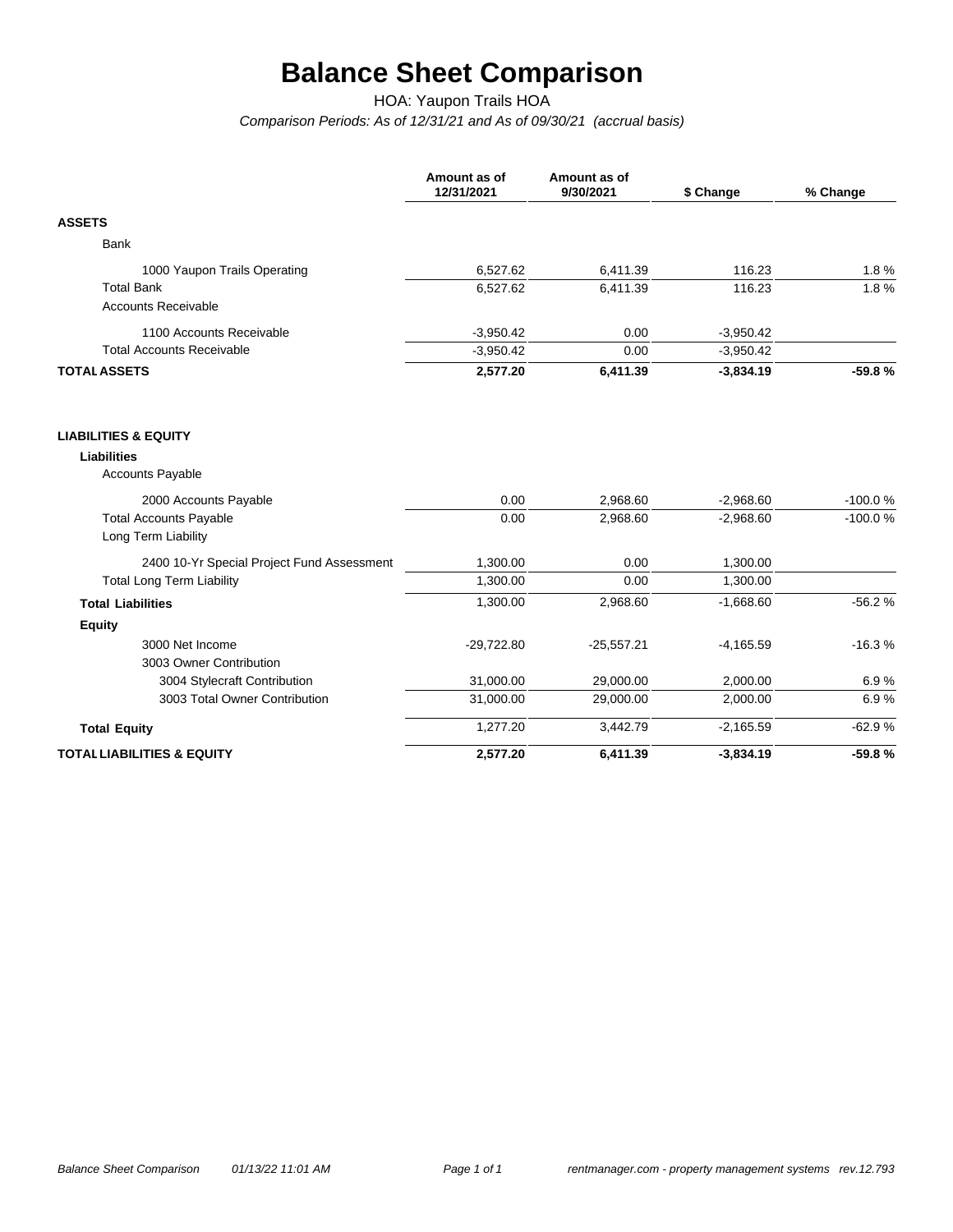# Balance Sheet Comparison

HOA: Yaupon Trails HOA

*Comparison Periods: As of 12/31/21 and As of 09/30/21 (accrual basis)*

| | Amount as of 12/31/2021 | Amount as of 9/30/2021 | $ Change | % Change |
|---|---|---|---|---|
| **ASSETS** | | | | |
| Bank | | | | |
| 1000 Yaupon Trails Operating | 6,527.62 | 6,411.39 | 116.23 | 1.8 % |
| Total Bank | 6,527.62 | 6,411.39 | 116.23 | 1.8 % |
| Accounts Receivable | | | | |
| 1100 Accounts Receivable | -3,950.42 | 0.00 | -3,950.42 | |
| Total Accounts Receivable | -3,950.42 | 0.00 | -3,950.42 | |
| **TOTAL ASSETS** | **2,577.20** | **6,411.39** | **-3,834.19** | **-59.8 %** |
| | | | | |
| **LIABILITIES & EQUITY** | | | | |
| **Liabilities** | | | | |
| Accounts Payable | | | | |
| 2000 Accounts Payable | 0.00 | 2,968.60 | -2,968.60 | -100.0 % |
| Total Accounts Payable | 0.00 | 2,968.60 | -2,968.60 | -100.0 % |
| Long Term Liability | | | | |
| 2400 10-Yr Special Project Fund Assessment | 1,300.00 | 0.00 | 1,300.00 | |
| Total Long Term Liability | 1,300.00 | 0.00 | 1,300.00 | |
| **Total Liabilities** | 1,300.00 | 2,968.60 | -1,668.60 | -56.2 % |
| **Equity** | | | | |
| 3000 Net Income | -29,722.80 | -25,557.21 | -4,165.59 | -16.3 % |
| 3003 Owner Contribution | | | | |
| 3004 Stylecraft Contribution | 31,000.00 | 29,000.00 | 2,000.00 | 6.9 % |
| 3003 Total Owner Contribution | 31,000.00 | 29,000.00 | 2,000.00 | 6.9 % |
| **Total Equity** | 1,277.20 | 3,442.79 | -2,165.59 | -62.9 % |
| **TOTAL LIABILITIES & EQUITY** | **2,577.20** | **6,411.39** | **-3,834.19** | **-59.8 %** |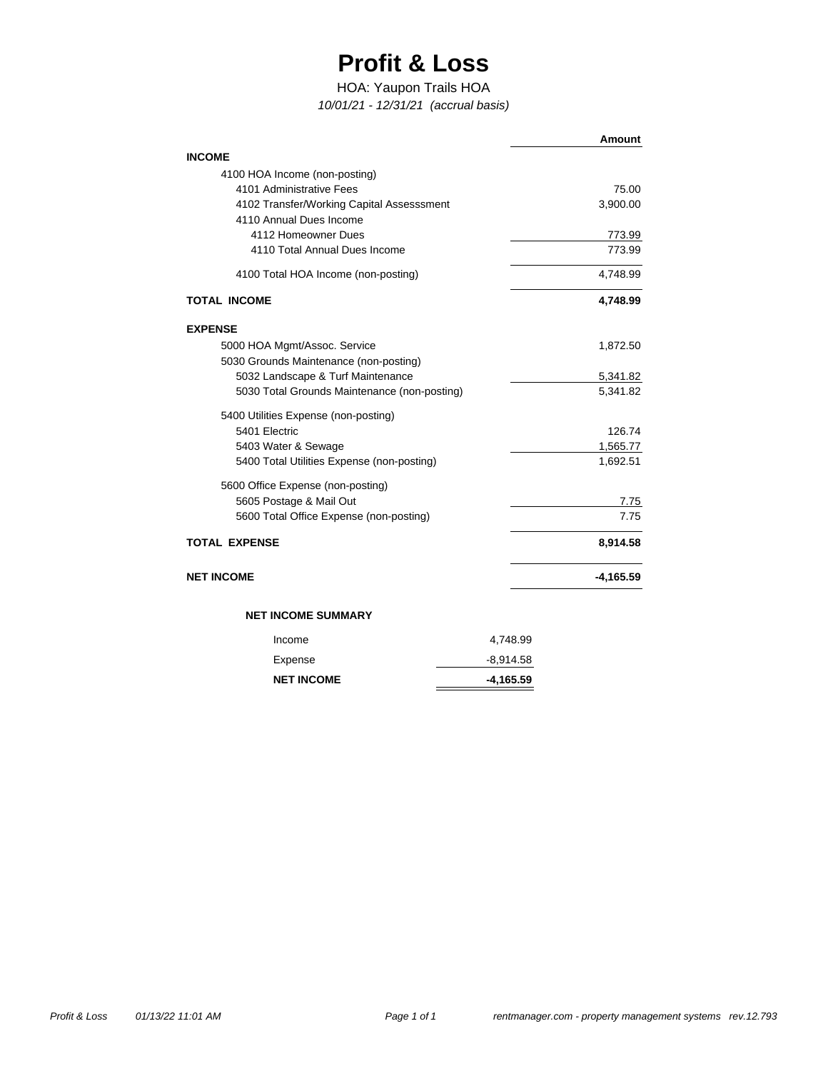# Profit & Loss

HOA: Yaupon Trails HOA

*10/01/21 - 12/31/21 (accrual basis)*

| | Amount |
|---|---|
| **INCOME** | |
| 4100 HOA Income (non-posting) | |
| 4101 Administrative Fees | 75.00 |
| 4102 Transfer/Working Capital Assesssment | 3,900.00 |
| 4110 Annual Dues Income | |
| 4112 Homeowner Dues | 773.99 |
| 4110 Total Annual Dues Income | 773.99 |
| 4100 Total HOA Income (non-posting) | 4,748.99 |
| **TOTAL INCOME** | **4,748.99** |
| **EXPENSE** | |
| 5000 HOA Mgmt/Assoc. Service | 1,872.50 |
| 5030 Grounds Maintenance (non-posting) | |
| 5032 Landscape & Turf Maintenance | 5,341.82 |
| 5030 Total Grounds Maintenance (non-posting) | 5,341.82 |
| 5400 Utilities Expense (non-posting) | |
| 5401 Electric | 126.74 |
| 5403 Water & Sewage | 1,565.77 |
| 5400 Total Utilities Expense (non-posting) | 1,692.51 |
| 5600 Office Expense (non-posting) | |
| 5605 Postage & Mail Out | 7.75 |
| 5600 Total Office Expense (non-posting) | 7.75 |
| **TOTAL EXPENSE** | **8,914.58** |
| **NET INCOME** | **-4,165.59** |

**NET INCOME SUMMARY**

| | |
|---|---|
| Income | 4,748.99 |
| Expense | -8,914.58 |
| **NET INCOME** | **-4,165.59** |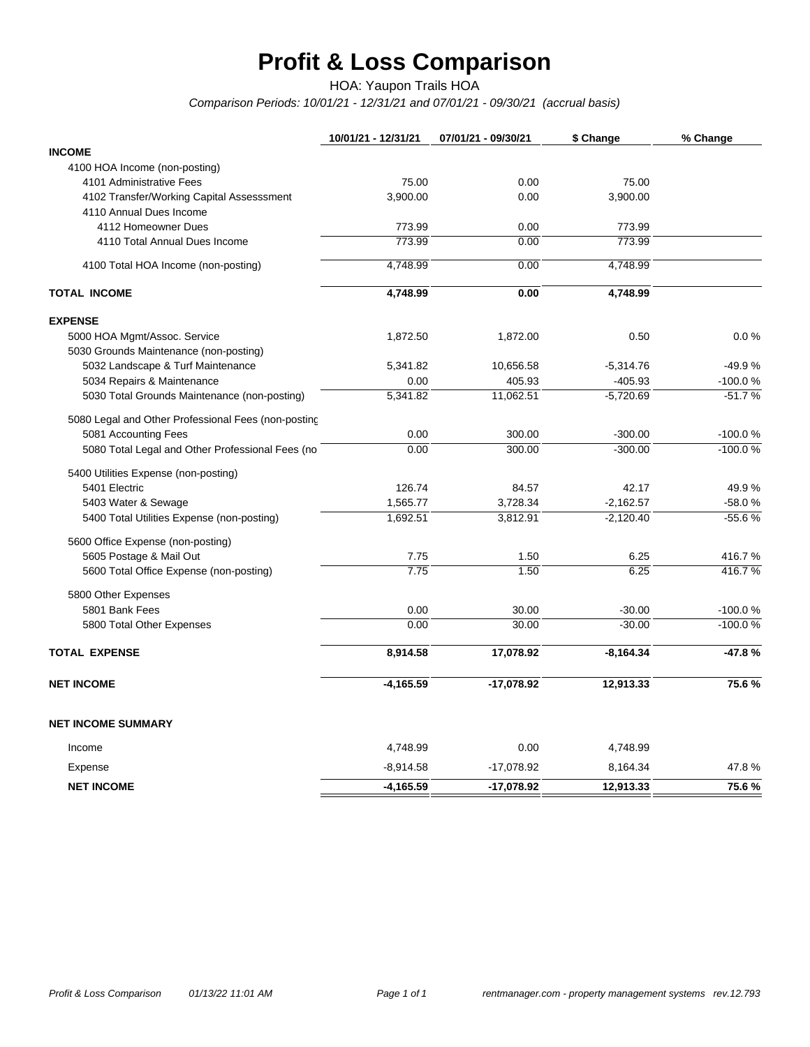# Profit & Loss Comparison

HOA: Yaupon Trails HOA

*Comparison Periods: 10/01/21 - 12/31/21 and 07/01/21 - 09/30/21 (accrual basis)*

| | 10/01/21 - 12/31/21 | 07/01/21 - 09/30/21 | $ Change | % Change |
|---|---|---|---|---|
| **INCOME** | | | | |
| 4100 HOA Income (non-posting) | | | | |
| 4101 Administrative Fees | 75.00 | 0.00 | 75.00 | |
| 4102 Transfer/Working Capital Assesssment | 3,900.00 | 0.00 | 3,900.00 | |
| 4110 Annual Dues Income | | | | |
| 4112 Homeowner Dues | 773.99 | 0.00 | 773.99 | |
| 4110 Total Annual Dues Income | 773.99 | 0.00 | 773.99 | |
| 4100 Total HOA Income (non-posting) | 4,748.99 | 0.00 | 4,748.99 | |
| **TOTAL INCOME** | **4,748.99** | **0.00** | **4,748.99** | |
| **EXPENSE** | | | | |
| 5000 HOA Mgmt/Assoc. Service | 1,872.50 | 1,872.00 | 0.50 | 0.0 % |
| 5030 Grounds Maintenance (non-posting) | | | | |
| 5032 Landscape & Turf Maintenance | 5,341.82 | 10,656.58 | -5,314.76 | -49.9 % |
| 5034 Repairs & Maintenance | 0.00 | 405.93 | -405.93 | -100.0 % |
| 5030 Total Grounds Maintenance (non-posting) | 5,341.82 | 11,062.51 | -5,720.69 | -51.7 % |
| 5080 Legal and Other Professional Fees (non-posting | | | | |
| 5081 Accounting Fees | 0.00 | 300.00 | -300.00 | -100.0 % |
| 5080 Total Legal and Other Professional Fees (no | 0.00 | 300.00 | -300.00 | -100.0 % |
| 5400 Utilities Expense (non-posting) | | | | |
| 5401 Electric | 126.74 | 84.57 | 42.17 | 49.9 % |
| 5403 Water & Sewage | 1,565.77 | 3,728.34 | -2,162.57 | -58.0 % |
| 5400 Total Utilities Expense (non-posting) | 1,692.51 | 3,812.91 | -2,120.40 | -55.6 % |
| 5600 Office Expense (non-posting) | | | | |
| 5605 Postage & Mail Out | 7.75 | 1.50 | 6.25 | 416.7 % |
| 5600 Total Office Expense (non-posting) | 7.75 | 1.50 | 6.25 | 416.7 % |
| 5800 Other Expenses | | | | |
| 5801 Bank Fees | 0.00 | 30.00 | -30.00 | -100.0 % |
| 5800 Total Other Expenses | 0.00 | 30.00 | -30.00 | -100.0 % |
| **TOTAL EXPENSE** | **8,914.58** | **17,078.92** | **-8,164.34** | **-47.8 %** |
| **NET INCOME** | **-4,165.59** | **-17,078.92** | **12,913.33** | **75.6 %** |
| **NET INCOME SUMMARY** | | | | |
| Income | 4,748.99 | 0.00 | 4,748.99 | |
| Expense | -8,914.58 | -17,078.92 | 8,164.34 | 47.8 % |
| **NET INCOME** | **-4,165.59** | **-17,078.92** | **12,913.33** | **75.6 %** |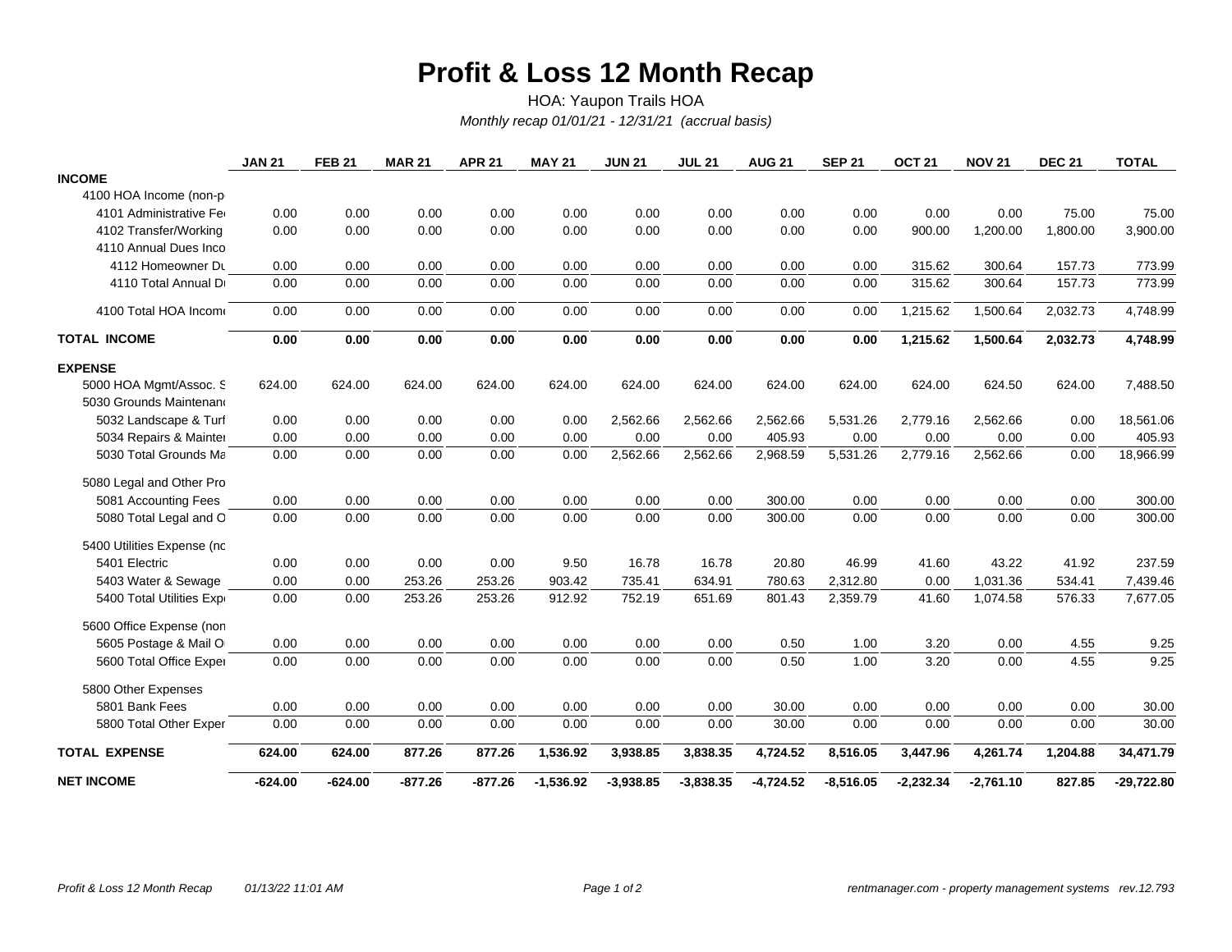# Profit & Loss 12 Month Recap

HOA: Yaupon Trails HOA

*Monthly recap 01/01/21 - 12/31/21 (accrual basis)*

| | JAN 21 | FEB 21 | MAR 21 | APR 21 | MAY 21 | JUN 21 | JUL 21 | AUG 21 | SEP 21 | OCT 21 | NOV 21 | DEC 21 | TOTAL |
|---|---|---|---|---|---|---|---|---|---|---|---|---|---|
| **INCOME** | | | | | | | | | | | | | |
| 4100 HOA Income (non-p | | | | | | | | | | | | | |
| 4101 Administrative Fe | 0.00 | 0.00 | 0.00 | 0.00 | 0.00 | 0.00 | 0.00 | 0.00 | 0.00 | 0.00 | 0.00 | 75.00 | 75.00 |
| 4102 Transfer/Working | 0.00 | 0.00 | 0.00 | 0.00 | 0.00 | 0.00 | 0.00 | 0.00 | 0.00 | 900.00 | 1,200.00 | 1,800.00 | 3,900.00 |
| 4110 Annual Dues Inco | | | | | | | | | | | | | |
| 4112 Homeowner Du | 0.00 | 0.00 | 0.00 | 0.00 | 0.00 | 0.00 | 0.00 | 0.00 | 0.00 | 315.62 | 300.64 | 157.73 | 773.99 |
| 4110 Total Annual Du | 0.00 | 0.00 | 0.00 | 0.00 | 0.00 | 0.00 | 0.00 | 0.00 | 0.00 | 315.62 | 300.64 | 157.73 | 773.99 |
| 4100 Total HOA Income | 0.00 | 0.00 | 0.00 | 0.00 | 0.00 | 0.00 | 0.00 | 0.00 | 0.00 | 1,215.62 | 1,500.64 | 2,032.73 | 4,748.99 |
| **TOTAL INCOME** | **0.00** | **0.00** | **0.00** | **0.00** | **0.00** | **0.00** | **0.00** | **0.00** | **0.00** | **1,215.62** | **1,500.64** | **2,032.73** | **4,748.99** |
| **EXPENSE** | | | | | | | | | | | | | |
| 5000 HOA Mgmt/Assoc. S | 624.00 | 624.00 | 624.00 | 624.00 | 624.00 | 624.00 | 624.00 | 624.00 | 624.00 | 624.00 | 624.50 | 624.00 | 7,488.50 |
| 5030 Grounds Maintenanc | | | | | | | | | | | | | |
| 5032 Landscape & Turf | 0.00 | 0.00 | 0.00 | 0.00 | 0.00 | 2,562.66 | 2,562.66 | 2,562.66 | 5,531.26 | 2,779.16 | 2,562.66 | 0.00 | 18,561.06 |
| 5034 Repairs & Mainten | 0.00 | 0.00 | 0.00 | 0.00 | 0.00 | 0.00 | 0.00 | 405.93 | 0.00 | 0.00 | 0.00 | 0.00 | 405.93 |
| 5030 Total Grounds Ma | 0.00 | 0.00 | 0.00 | 0.00 | 0.00 | 2,562.66 | 2,562.66 | 2,968.59 | 5,531.26 | 2,779.16 | 2,562.66 | 0.00 | 18,966.99 |
| 5080 Legal and Other Pro | | | | | | | | | | | | | |
| 5081 Accounting Fees | 0.00 | 0.00 | 0.00 | 0.00 | 0.00 | 0.00 | 0.00 | 300.00 | 0.00 | 0.00 | 0.00 | 0.00 | 300.00 |
| 5080 Total Legal and O | 0.00 | 0.00 | 0.00 | 0.00 | 0.00 | 0.00 | 0.00 | 300.00 | 0.00 | 0.00 | 0.00 | 0.00 | 300.00 |
| 5400 Utilities Expense (nc | | | | | | | | | | | | | |
| 5401 Electric | 0.00 | 0.00 | 0.00 | 0.00 | 9.50 | 16.78 | 16.78 | 20.80 | 46.99 | 41.60 | 43.22 | 41.92 | 237.59 |
| 5403 Water & Sewage | 0.00 | 0.00 | 253.26 | 253.26 | 903.42 | 735.41 | 634.91 | 780.63 | 2,312.80 | 0.00 | 1,031.36 | 534.41 | 7,439.46 |
| 5400 Total Utilities Exp | 0.00 | 0.00 | 253.26 | 253.26 | 912.92 | 752.19 | 651.69 | 801.43 | 2,359.79 | 41.60 | 1,074.58 | 576.33 | 7,677.05 |
| 5600 Office Expense (non | | | | | | | | | | | | | |
| 5605 Postage & Mail O | 0.00 | 0.00 | 0.00 | 0.00 | 0.00 | 0.00 | 0.00 | 0.50 | 1.00 | 3.20 | 0.00 | 4.55 | 9.25 |
| 5600 Total Office Exper | 0.00 | 0.00 | 0.00 | 0.00 | 0.00 | 0.00 | 0.00 | 0.50 | 1.00 | 3.20 | 0.00 | 4.55 | 9.25 |
| 5800 Other Expenses | | | | | | | | | | | | | |
| 5801 Bank Fees | 0.00 | 0.00 | 0.00 | 0.00 | 0.00 | 0.00 | 0.00 | 30.00 | 0.00 | 0.00 | 0.00 | 0.00 | 30.00 |
| 5800 Total Other Exper | 0.00 | 0.00 | 0.00 | 0.00 | 0.00 | 0.00 | 0.00 | 30.00 | 0.00 | 0.00 | 0.00 | 0.00 | 30.00 |
| **TOTAL EXPENSE** | **624.00** | **624.00** | **877.26** | **877.26** | **1,536.92** | **3,938.85** | **3,838.35** | **4,724.52** | **8,516.05** | **3,447.96** | **4,261.74** | **1,204.88** | **34,471.79** |
| **NET INCOME** | **-624.00** | **-624.00** | **-877.26** | **-877.26** | **-1,536.92** | **-3,938.85** | **-3,838.35** | **-4,724.52** | **-8,516.05** | **-2,232.34** | **-2,761.10** | **827.85** | **-29,722.80** |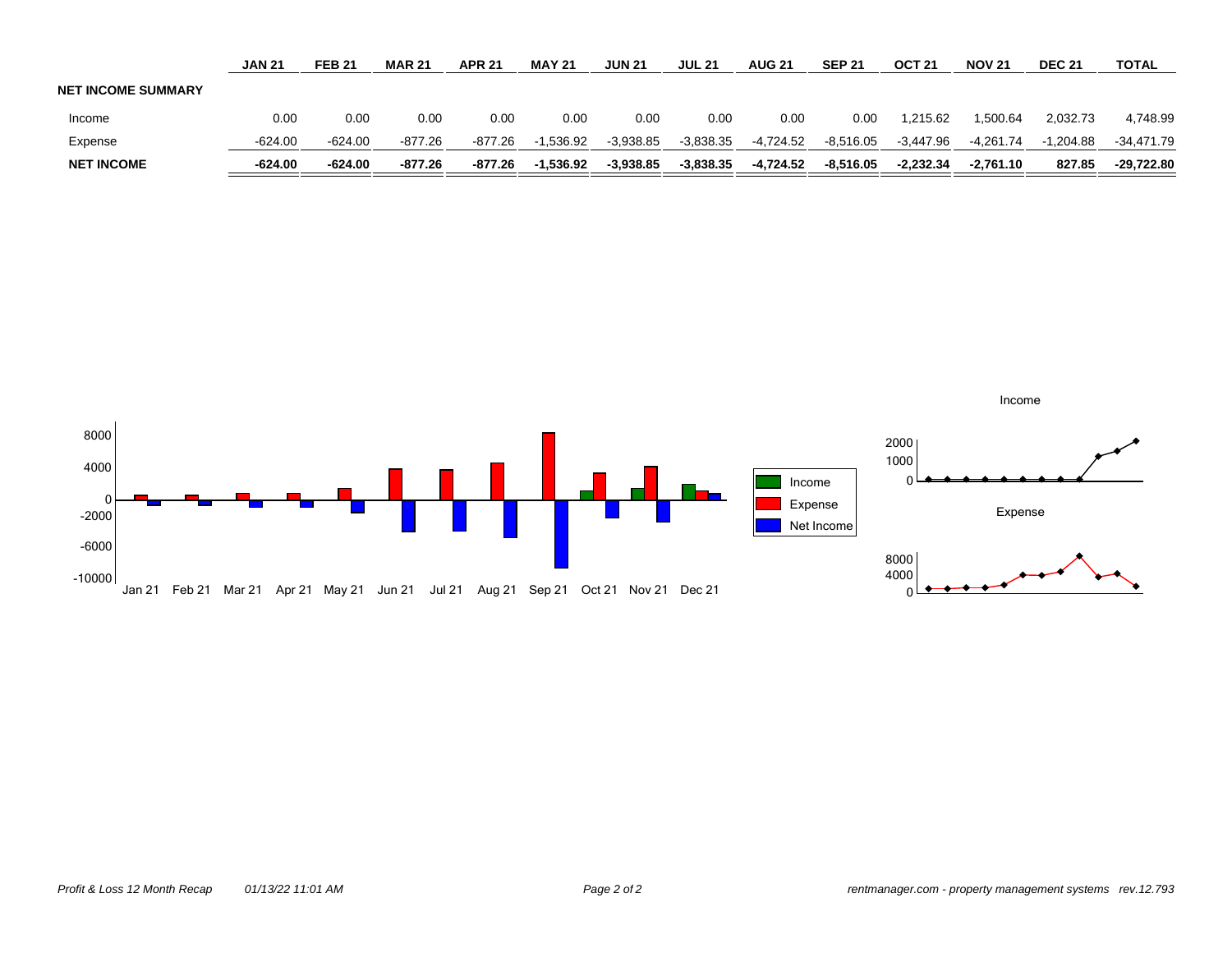| | JAN 21 | FEB 21 | MAR 21 | APR 21 | MAY 21 | JUN 21 | JUL 21 | AUG 21 | SEP 21 | OCT 21 | NOV 21 | DEC 21 | TOTAL |
|---|---|---|---|---|---|---|---|---|---|---|---|---|---|
| **NET INCOME SUMMARY** | | | | | | | | | | | | | |
| Income | 0.00 | 0.00 | 0.00 | 0.00 | 0.00 | 0.00 | 0.00 | 0.00 | 0.00 | 1,215.62 | 1,500.64 | 2,032.73 | 4,748.99 |
| Expense | -624.00 | -624.00 | -877.26 | -877.26 | -1,536.92 | -3,938.85 | -3,838.35 | -4,724.52 | -8,516.05 | -3,447.96 | -4,261.74 | -1,204.88 | -34,471.79 |
| **NET INCOME** | **-624.00** | **-624.00** | **-877.26** | **-877.26** | **-1,536.92** | **-3,938.85** | **-3,838.35** | **-4,724.52** | **-8,516.05** | **-2,232.34** | **-2,761.10** | **827.85** | **-29,722.80** |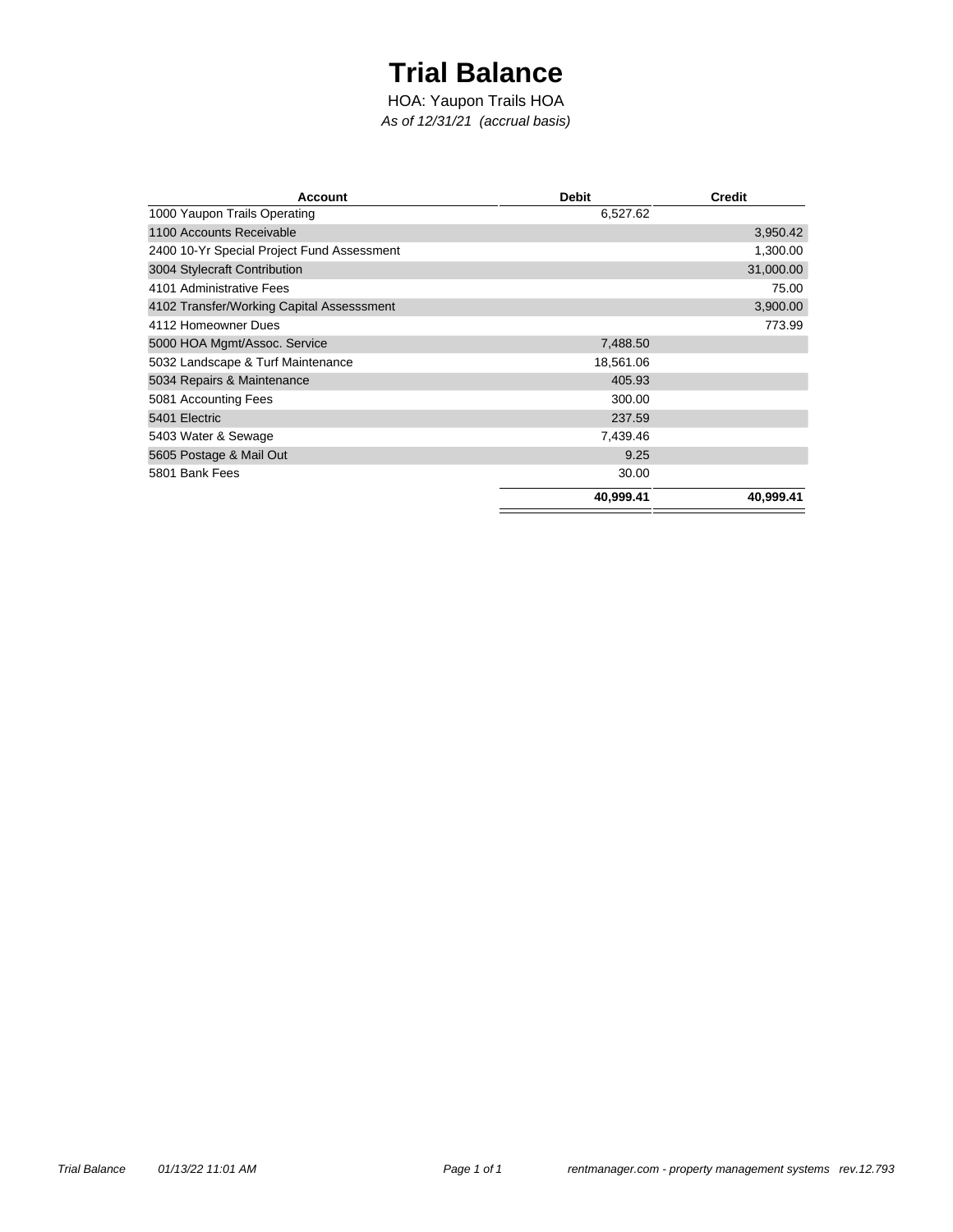# Trial Balance

HOA: Yaupon Trails HOA

*As of 12/31/21 (accrual basis)*

| Account | Debit | Credit |
|---|---|---|
| 1000 Yaupon Trails Operating | 6,527.62 | |
| 1100 Accounts Receivable | | 3,950.42 |
| 2400 10-Yr Special Project Fund Assessment | | 1,300.00 |
| 3004 Stylecraft Contribution | | 31,000.00 |
| 4101 Administrative Fees | | 75.00 |
| 4102 Transfer/Working Capital Assesssment | | 3,900.00 |
| 4112 Homeowner Dues | | 773.99 |
| 5000 HOA Mgmt/Assoc. Service | 7,488.50 | |
| 5032 Landscape & Turf Maintenance | 18,561.06 | |
| 5034 Repairs & Maintenance | 405.93 | |
| 5081 Accounting Fees | 300.00 | |
| 5401 Electric | 237.59 | |
| 5403 Water & Sewage | 7,439.46 | |
| 5605 Postage & Mail Out | 9.25 | |
| 5801 Bank Fees | 30.00 | |
| | **40,999.41** | **40,999.41** |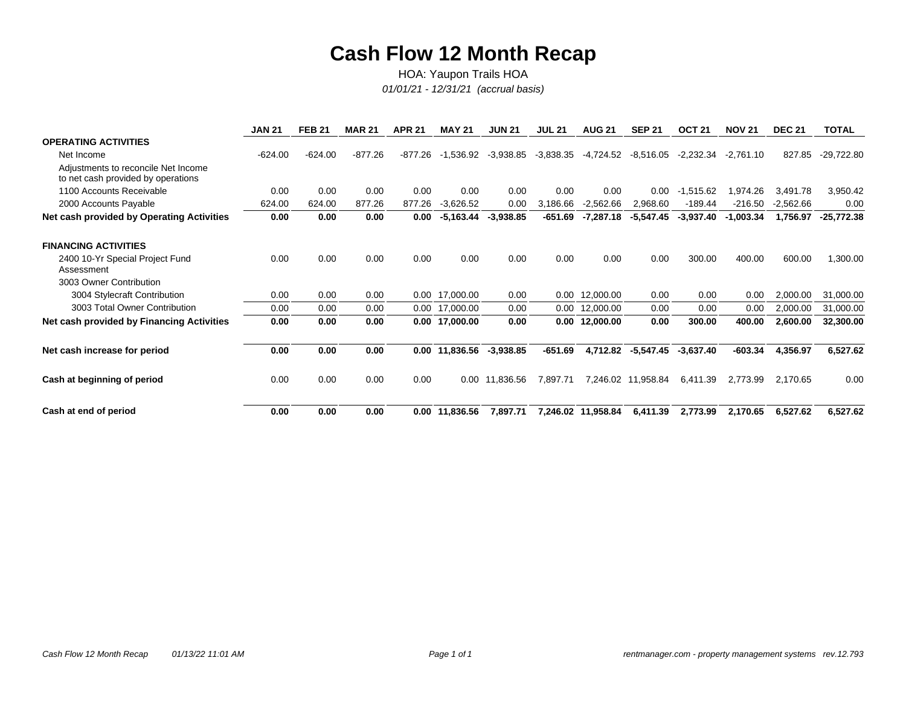# Cash Flow 12 Month Recap

HOA: Yaupon Trails HOA

*01/01/21 - 12/31/21 (accrual basis)*

| | JAN 21 | FEB 21 | MAR 21 | APR 21 | MAY 21 | JUN 21 | JUL 21 | AUG 21 | SEP 21 | OCT 21 | NOV 21 | DEC 21 | TOTAL |
|---|---|---|---|---|---|---|---|---|---|---|---|---|---|
| **OPERATING ACTIVITIES** | | | | | | | | | | | | | |
| Net Income | -624.00 | -624.00 | -877.26 | -877.26 | -1,536.92 | -3,938.85 | -3,838.35 | -4,724.52 | -8,516.05 | -2,232.34 | -2,761.10 | 827.85 | -29,722.80 |
| Adjustments to reconcile Net Income to net cash provided by operations | | | | | | | | | | | | | |
| 1100 Accounts Receivable | 0.00 | 0.00 | 0.00 | 0.00 | 0.00 | 0.00 | 0.00 | 0.00 | 0.00 | -1,515.62 | 1,974.26 | 3,491.78 | 3,950.42 |
| 2000 Accounts Payable | 624.00 | 624.00 | 877.26 | 877.26 | -3,626.52 | 0.00 | 3,186.66 | -2,562.66 | 2,968.60 | -189.44 | -216.50 | -2,562.66 | 0.00 |
| **Net cash provided by Operating Activities** | **0.00** | **0.00** | **0.00** | **0.00** | **-5,163.44** | **-3,938.85** | **-651.69** | **-7,287.18** | **-5,547.45** | **-3,937.40** | **-1,003.34** | **1,756.97** | **-25,772.38** |
| **FINANCING ACTIVITIES** | | | | | | | | | | | | | |
| 2400 10-Yr Special Project Fund Assessment | 0.00 | 0.00 | 0.00 | 0.00 | 0.00 | 0.00 | 0.00 | 0.00 | 0.00 | 300.00 | 400.00 | 600.00 | 1,300.00 |
| 3003 Owner Contribution | | | | | | | | | | | | | |
| 3004 Stylecraft Contribution | 0.00 | 0.00 | 0.00 | 0.00 | 17,000.00 | 0.00 | 0.00 | 12,000.00 | 0.00 | 0.00 | 0.00 | 2,000.00 | 31,000.00 |
| 3003 Total Owner Contribution | 0.00 | 0.00 | 0.00 | 0.00 | 17,000.00 | 0.00 | 0.00 | 12,000.00 | 0.00 | 0.00 | 0.00 | 2,000.00 | 31,000.00 |
| **Net cash provided by Financing Activities** | **0.00** | **0.00** | **0.00** | **0.00** | **17,000.00** | **0.00** | **0.00** | **12,000.00** | **0.00** | **300.00** | **400.00** | **2,600.00** | **32,300.00** |
| **Net cash increase for period** | **0.00** | **0.00** | **0.00** | **0.00** | **11,836.56** | **-3,938.85** | **-651.69** | **4,712.82** | **-5,547.45** | **-3,637.40** | **-603.34** | **4,356.97** | **6,527.62** |
| **Cash at beginning of period** | 0.00 | 0.00 | 0.00 | 0.00 | 0.00 | 11,836.56 | 7,897.71 | 7,246.02 | 11,958.84 | 6,411.39 | 2,773.99 | 2,170.65 | 0.00 |
| **Cash at end of period** | **0.00** | **0.00** | **0.00** | **0.00** | **11,836.56** | **7,897.71** | **7,246.02** | **11,958.84** | **6,411.39** | **2,773.99** | **2,170.65** | **6,527.62** | **6,527.62** |